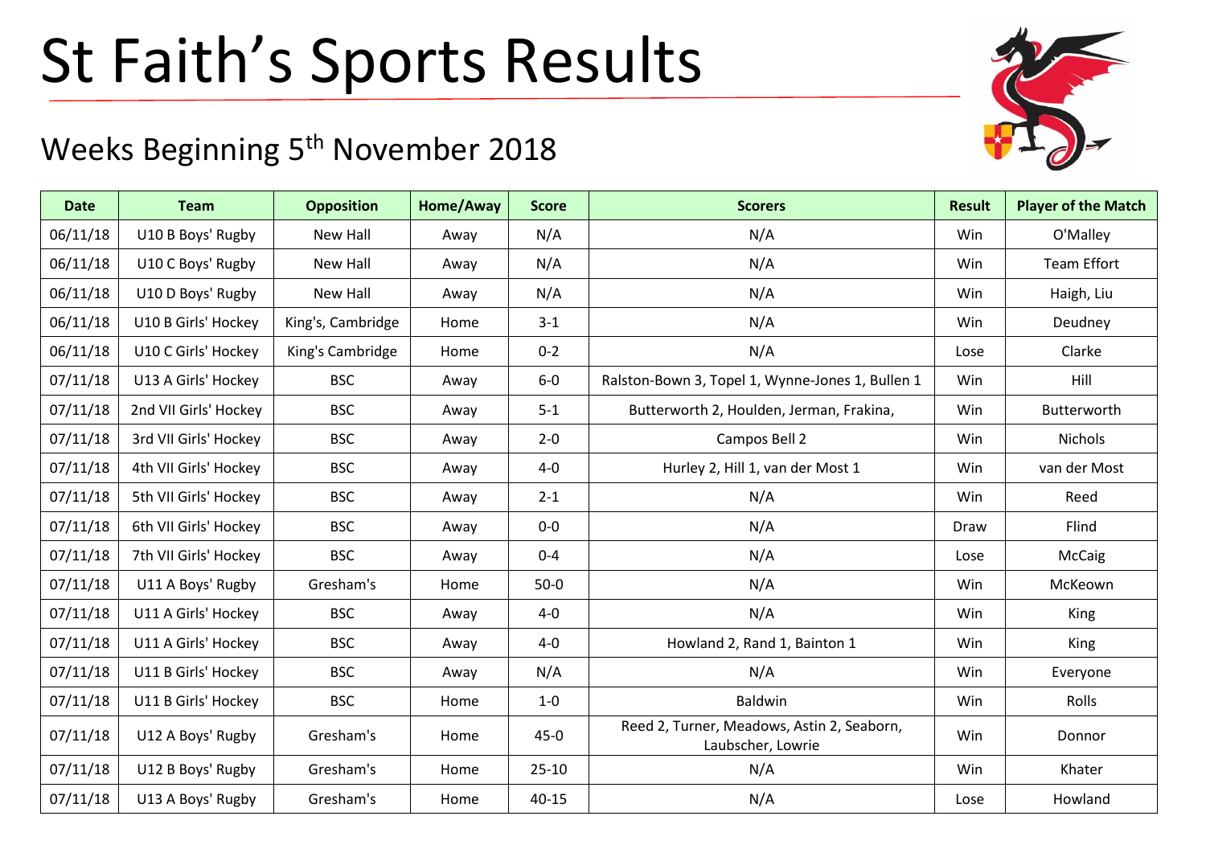# St Faith's Sports Results

## Weeks Beginning 5th November 2018

| Date | Team | Opposition | Home/Away | Score | Scorers | Result | Player of the Match |
|---|---|---|---|---|---|---|---|
| 06/11/18 | U10 B Boys' Rugby | New Hall | Away | N/A | N/A | Win | O'Malley |
| 06/11/18 | U10 C Boys' Rugby | New Hall | Away | N/A | N/A | Win | Team Effort |
| 06/11/18 | U10 D Boys' Rugby | New Hall | Away | N/A | N/A | Win | Haigh, Liu |
| 06/11/18 | U10 B Girls' Hockey | King's, Cambridge | Home | 3-1 | N/A | Win | Deudney |
| 06/11/18 | U10 C Girls' Hockey | King's Cambridge | Home | 0-2 | N/A | Lose | Clarke |
| 07/11/18 | U13 A Girls' Hockey | BSC | Away | 6-0 | Ralston-Bown 3, Topel 1, Wynne-Jones 1, Bullen 1 | Win | Hill |
| 07/11/18 | 2nd VII Girls' Hockey | BSC | Away | 5-1 | Butterworth 2, Houlden, Jerman, Frakina, | Win | Butterworth |
| 07/11/18 | 3rd VII Girls' Hockey | BSC | Away | 2-0 | Campos Bell 2 | Win | Nichols |
| 07/11/18 | 4th VII Girls' Hockey | BSC | Away | 4-0 | Hurley 2, Hill 1, van der Most 1 | Win | van der Most |
| 07/11/18 | 5th VII Girls' Hockey | BSC | Away | 2-1 | N/A | Win | Reed |
| 07/11/18 | 6th VII Girls' Hockey | BSC | Away | 0-0 | N/A | Draw | Flind |
| 07/11/18 | 7th VII Girls' Hockey | BSC | Away | 0-4 | N/A | Lose | McCaig |
| 07/11/18 | U11 A Boys' Rugby | Gresham's | Home | 50-0 | N/A | Win | McKeown |
| 07/11/18 | U11 A Girls' Hockey | BSC | Away | 4-0 | N/A | Win | King |
| 07/11/18 | U11 A Girls' Hockey | BSC | Away | 4-0 | Howland 2, Rand 1, Bainton 1 | Win | King |
| 07/11/18 | U11 B Girls' Hockey | BSC | Away | N/A | N/A | Win | Everyone |
| 07/11/18 | U11 B Girls' Hockey | BSC | Home | 1-0 | Baldwin | Win | Rolls |
| 07/11/18 | U12 A Boys' Rugby | Gresham's | Home | 45-0 | Reed 2, Turner, Meadows, Astin 2, Seaborn, Laubscher, Lowrie | Win | Donnor |
| 07/11/18 | U12 B Boys' Rugby | Gresham's | Home | 25-10 | N/A | Win | Khater |
| 07/11/18 | U13 A Boys' Rugby | Gresham's | Home | 40-15 | N/A | Lose | Howland |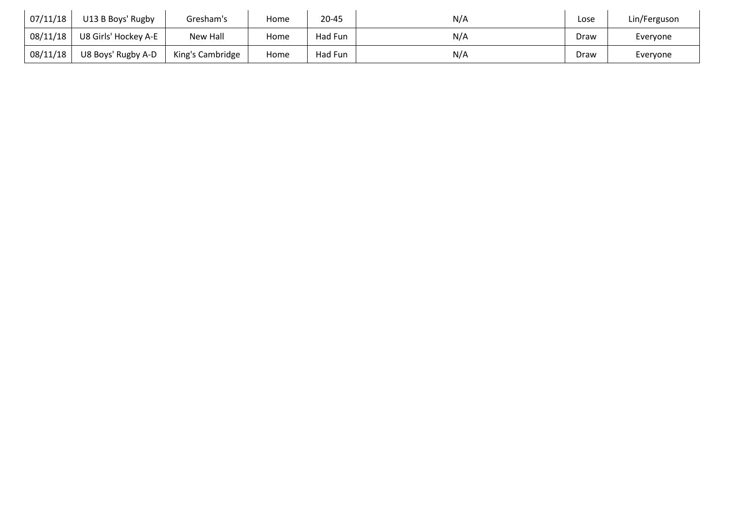| | | | | | | | |
|---|---|---|---|---|---|---|---|
| 07/11/18 | U13 B Boys' Rugby | Gresham's | Home | 20-45 | N/A | Lose | Lin/Ferguson |
| 08/11/18 | U8 Girls' Hockey A-E | New Hall | Home | Had Fun | N/A | Draw | Everyone |
| 08/11/18 | U8 Boys' Rugby A-D | King's Cambridge | Home | Had Fun | N/A | Draw | Everyone |